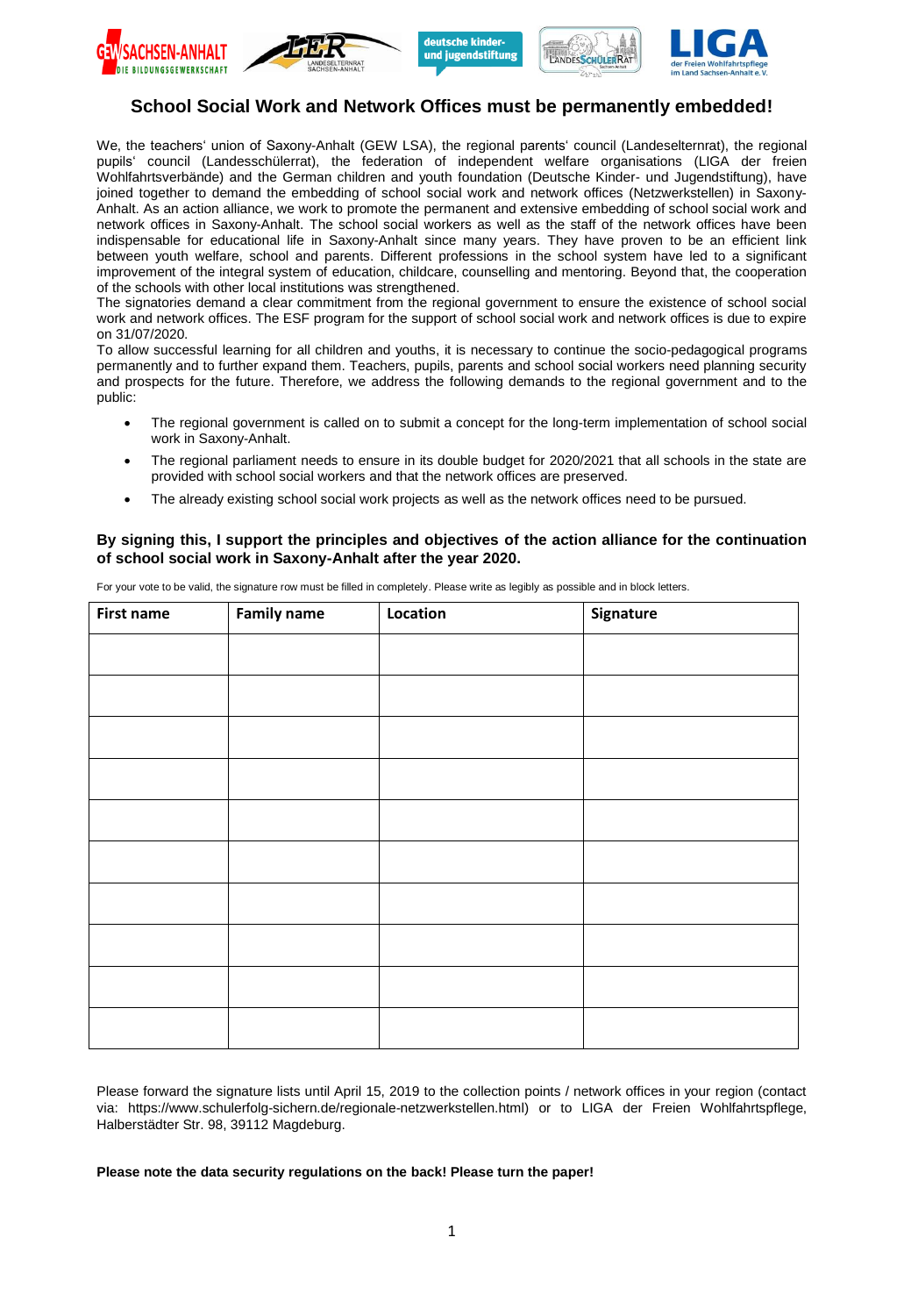## School Social Work and Network Offices must be permanently embedded!

We, the teachers' union of Saxony-Anhalt (GEW LSA), the regional parents' council (Landeselternrat), the regional pupils' council (Landesschülerrat), the federation of independent welfare organisations (LIGA der freien Wohlfahrtsverbände) and the German children and youth foundation (Deutsche Kinder- und Jugendstiftung), have joined together to demand the embedding of school social work and network offices (Netzwerkstellen) in Saxony-Anhalt. As an action alliance, we work to promote the permanent and extensive embedding of school social work and network offices in Saxony-Anhalt. The school social workers as well as the staff of the network offices have been indispensable for educational life in Saxony-Anhalt since many years. They have proven to be an efficient link between youth welfare, school and parents. Different professions in the school system have led to a significant improvement of the integral system of education, childcare, counselling and mentoring. Beyond that, the cooperation of the schools with other local institutions was strengthened.
The signatories demand a clear commitment from the regional government to ensure the existence of school social work and network offices. The ESF program for the support of school social work and network offices is due to expire on 31/07/2020.
To allow successful learning for all children and youths, it is necessary to continue the socio-pedagogical programs permanently and to further expand them. Teachers, pupils, parents and school social workers need planning security and prospects for the future. Therefore, we address the following demands to the regional government and to the public:

- The regional government is called on to submit a concept for the long-term implementation of school social work in Saxony-Anhalt.
- The regional parliament needs to ensure in its double budget for 2020/2021 that all schools in the state are provided with school social workers and that the network offices are preserved.
- The already existing school social work projects as well as the network offices need to be pursued.

**By signing this, I support the principles and objectives of the action alliance for the continuation of school social work in Saxony-Anhalt after the year 2020.**

For your vote to be valid, the signature row must be filled in completely. Please write as legibly as possible and in block letters.

| First name | Family name | Location | Signature |
|---|---|---|---|
| | | | |
| | | | |
| | | | |
| | | | |
| | | | |
| | | | |
| | | | |
| | | | |
| | | | |
| | | | |

Please forward the signature lists until April 15, 2019 to the collection points / network offices in your region (contact via: https://www.schulerfolg-sichern.de/regionale-netzwerkstellen.html) or to LIGA der Freien Wohlfahrtspflege, Halberstädter Str. 98, 39112 Magdeburg.

**Please note the data security regulations on the back! Please turn the paper!**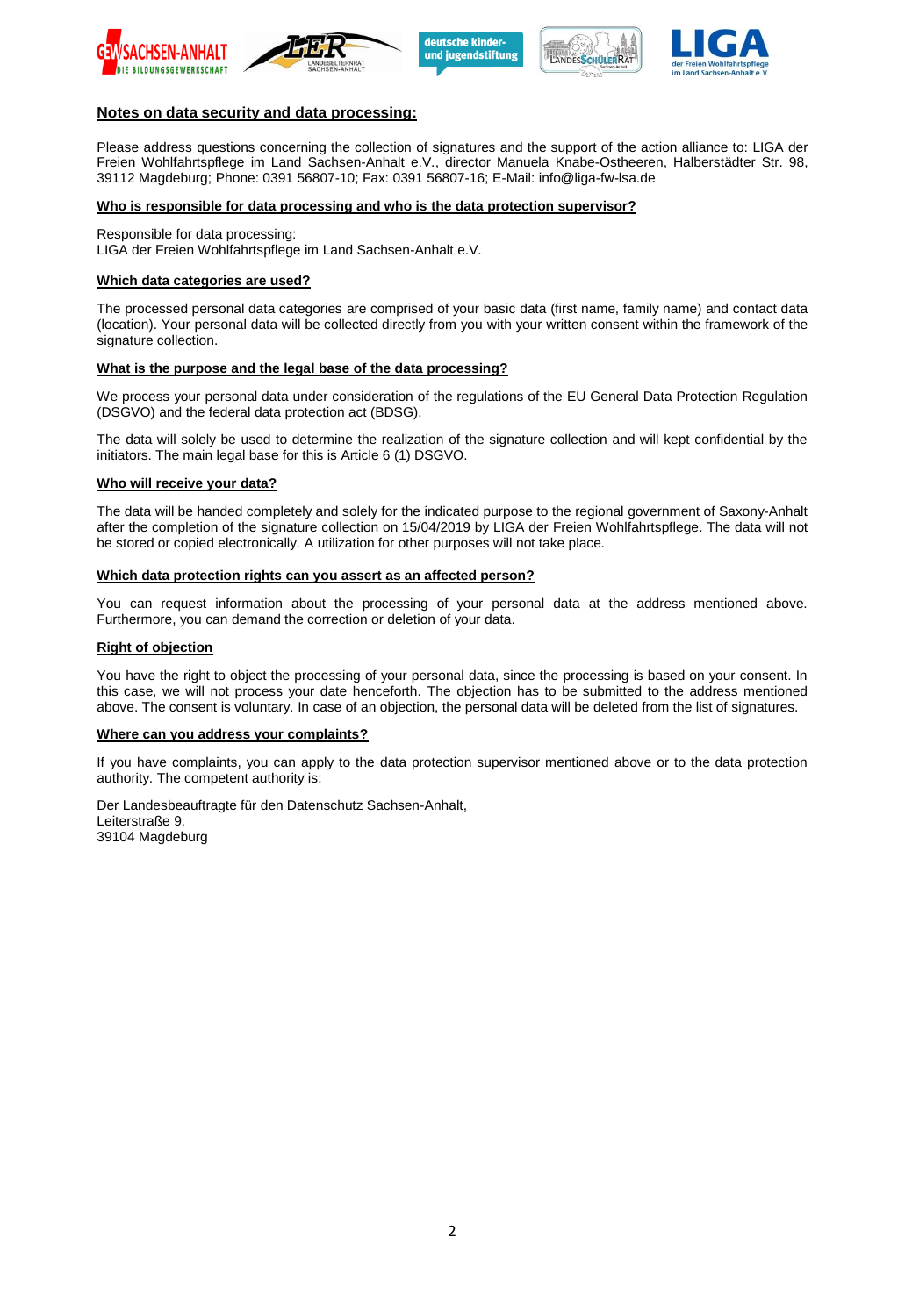## Notes on data security and data processing:

Please address questions concerning the collection of signatures and the support of the action alliance to: LIGA der Freien Wohlfahrtspflege im Land Sachsen-Anhalt e.V., director Manuela Knabe-Ostheeren, Halberstädter Str. 98, 39112 Magdeburg; Phone: 0391 56807-10; Fax: 0391 56807-16; E-Mail: info@liga-fw-lsa.de

### Who is responsible for data processing and who is the data protection supervisor?

Responsible for data processing:
LIGA der Freien Wohlfahrtspflege im Land Sachsen-Anhalt e.V.

### Which data categories are used?

The processed personal data categories are comprised of your basic data (first name, family name) and contact data (location). Your personal data will be collected directly from you with your written consent within the framework of the signature collection.

### What is the purpose and the legal base of the data processing?

We process your personal data under consideration of the regulations of the EU General Data Protection Regulation (DSGVO) and the federal data protection act (BDSG).

The data will solely be used to determine the realization of the signature collection and will kept confidential by the initiators. The main legal base for this is Article 6 (1) DSGVO.

### Who will receive your data?

The data will be handed completely and solely for the indicated purpose to the regional government of Saxony-Anhalt after the completion of the signature collection on 15/04/2019 by LIGA der Freien Wohlfahrtspflege. The data will not be stored or copied electronically. A utilization for other purposes will not take place.

### Which data protection rights can you assert as an affected person?

You can request information about the processing of your personal data at the address mentioned above. Furthermore, you can demand the correction or deletion of your data.

### Right of objection

You have the right to object the processing of your personal data, since the processing is based on your consent. In this case, we will not process your date henceforth. The objection has to be submitted to the address mentioned above. The consent is voluntary. In case of an objection, the personal data will be deleted from the list of signatures.

### Where can you address your complaints?

If you have complaints, you can apply to the data protection supervisor mentioned above or to the data protection authority. The competent authority is:

Der Landesbeauftragte für den Datenschutz Sachsen-Anhalt,
Leiterstraße 9,
39104 Magdeburg